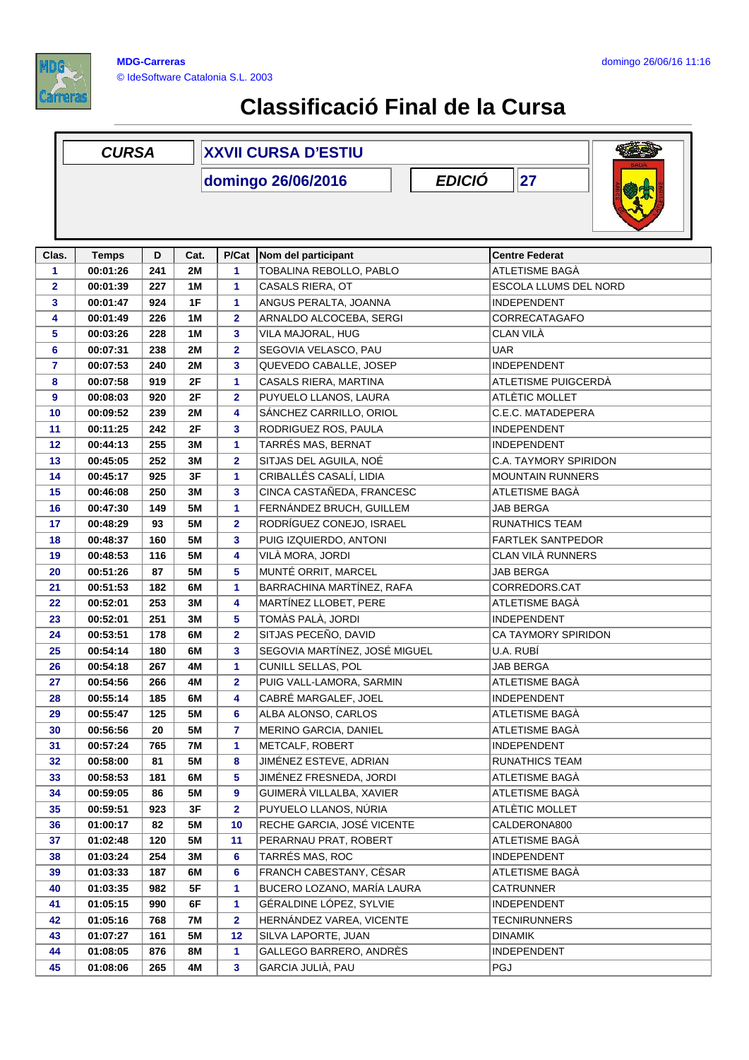MDG-Carreras

© IdeSoftware Catalonia S.L. 2003

domingo 26/06/16 11:16

# Classificació Final de la Cursa

| CURSA | XXVII CURSA D'ESTIU | | |
|---|---|---|---|
| | domingo 26/06/2016 | EDICIÓ | 27 |

| Clas. | Temps | D | Cat. | P/Cat | Nom del participant | Centre Federat |
|---|---|---|---|---|---|---|
| 1 | 00:01:26 | 241 | 2M | 1 | TOBALINA REBOLLO, PABLO | ATLETISME BAGÀ |
| 2 | 00:01:39 | 227 | 1M | 1 | CASALS RIERA, OT | ESCOLA LLUMS DEL NORD |
| 3 | 00:01:47 | 924 | 1F | 1 | ANGUS PERALTA, JOANNA | INDEPENDENT |
| 4 | 00:01:49 | 226 | 1M | 2 | ARNALDO ALCOCEBA, SERGI | CORRECATAGAFO |
| 5 | 00:03:26 | 228 | 1M | 3 | VILA MAJORAL, HUG | CLAN VILÀ |
| 6 | 00:07:31 | 238 | 2M | 2 | SEGOVIA VELASCO, PAU | UAR |
| 7 | 00:07:53 | 240 | 2M | 3 | QUEVEDO CABALLE, JOSEP | INDEPENDENT |
| 8 | 00:07:58 | 919 | 2F | 1 | CASALS RIERA, MARTINA | ATLETISME PUIGCERDÀ |
| 9 | 00:08:03 | 920 | 2F | 2 | PUYUELO LLANOS, LAURA | ATLÈTIC MOLLET |
| 10 | 00:09:52 | 239 | 2M | 4 | SÁNCHEZ CARRILLO, ORIOL | C.E.C. MATADEPERA |
| 11 | 00:11:25 | 242 | 2F | 3 | RODRIGUEZ ROS, PAULA | INDEPENDENT |
| 12 | 00:44:13 | 255 | 3M | 1 | TARRÉS MAS, BERNAT | INDEPENDENT |
| 13 | 00:45:05 | 252 | 3M | 2 | SITJAS DEL AGUILA, NOÉ | C.A. TAYMORY SPIRIDON |
| 14 | 00:45:17 | 925 | 3F | 1 | CRIBALLÉS CASALÍ, LIDIA | MOUNTAIN RUNNERS |
| 15 | 00:46:08 | 250 | 3M | 3 | CINCA CASTAÑEDA, FRANCESC | ATLETISME BAGÀ |
| 16 | 00:47:30 | 149 | 5M | 1 | FERNÁNDEZ BRUCH, GUILLEM | JAB BERGA |
| 17 | 00:48:29 | 93 | 5M | 2 | RODRÍGUEZ CONEJO, ISRAEL | RUNATHICS TEAM |
| 18 | 00:48:37 | 160 | 5M | 3 | PUIG IZQUIERDO, ANTONI | FARTLEK SANTPEDOR |
| 19 | 00:48:53 | 116 | 5M | 4 | VILÀ MORA, JORDI | CLAN VILÀ RUNNERS |
| 20 | 00:51:26 | 87 | 5M | 5 | MUNTÉ ORRIT, MARCEL | JAB BERGA |
| 21 | 00:51:53 | 182 | 6M | 1 | BARRACHINA MARTÍNEZ, RAFA | CORREDORS.CAT |
| 22 | 00:52:01 | 253 | 3M | 4 | MARTÍNEZ LLOBET, PERE | ATLETISME BAGÀ |
| 23 | 00:52:01 | 251 | 3M | 5 | TOMÀS PALÀ, JORDI | INDEPENDENT |
| 24 | 00:53:51 | 178 | 6M | 2 | SITJAS PECEÑO, DAVID | CA TAYMORY SPIRIDON |
| 25 | 00:54:14 | 180 | 6M | 3 | SEGOVIA MARTÍNEZ, JOSÉ MIGUEL | U.A. RUBÍ |
| 26 | 00:54:18 | 267 | 4M | 1 | CUNILL SELLAS, POL | JAB BERGA |
| 27 | 00:54:56 | 266 | 4M | 2 | PUIG VALL-LAMORA, SARMIN | ATLETISME BAGÀ |
| 28 | 00:55:14 | 185 | 6M | 4 | CABRÉ MARGALEF, JOEL | INDEPENDENT |
| 29 | 00:55:47 | 125 | 5M | 6 | ALBA ALONSO, CARLOS | ATLETISME BAGÀ |
| 30 | 00:56:56 | 20 | 5M | 7 | MERINO GARCIA, DANIEL | ATLETISME BAGÀ |
| 31 | 00:57:24 | 765 | 7M | 1 | METCALF, ROBERT | INDEPENDENT |
| 32 | 00:58:00 | 81 | 5M | 8 | JIMÉNEZ ESTEVE, ADRIAN | RUNATHICS TEAM |
| 33 | 00:58:53 | 181 | 6M | 5 | JIMÉNEZ FRESNEDA, JORDI | ATLETISME BAGÀ |
| 34 | 00:59:05 | 86 | 5M | 9 | GUIMERÀ VILLALBA, XAVIER | ATLETISME BAGÀ |
| 35 | 00:59:51 | 923 | 3F | 2 | PUYUELO LLANOS, NÚRIA | ATLÈTIC MOLLET |
| 36 | 01:00:17 | 82 | 5M | 10 | RECHE GARCIA, JOSÉ VICENTE | CALDERONA800 |
| 37 | 01:02:48 | 120 | 5M | 11 | PERARNAU PRAT, ROBERT | ATLETISME BAGÀ |
| 38 | 01:03:24 | 254 | 3M | 6 | TARRÉS MAS, ROC | INDEPENDENT |
| 39 | 01:03:33 | 187 | 6M | 6 | FRANCH CABESTANY, CÈSAR | ATLETISME BAGÀ |
| 40 | 01:03:35 | 982 | 5F | 1 | BUCERO LOZANO, MARÍA LAURA | CATRUNNER |
| 41 | 01:05:15 | 990 | 6F | 1 | GÉRALDINE LÓPEZ, SYLVIE | INDEPENDENT |
| 42 | 01:05:16 | 768 | 7M | 2 | HERNÁNDEZ VAREA, VICENTE | TECNIRUNNERS |
| 43 | 01:07:27 | 161 | 5M | 12 | SILVA LAPORTE, JUAN | DINAMIK |
| 44 | 01:08:05 | 876 | 8M | 1 | GALLEGO BARRERO, ANDRÈS | INDEPENDENT |
| 45 | 01:08:06 | 265 | 4M | 3 | GARCIA JULIÀ, PAU | PGJ |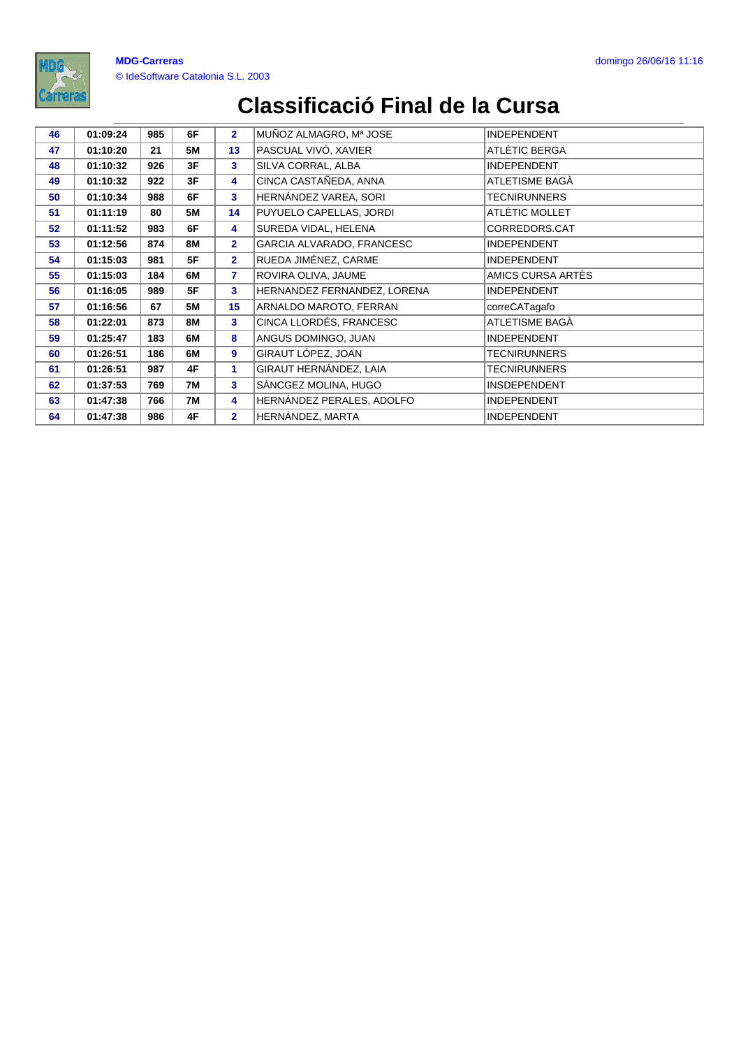# Classificació Final de la Cursa

| | | | | | | |
|---|---|---|---|---|---|---|
| 46 | 01:09:24 | 985 | 6F | 2 | MUÑOZ ALMAGRO, Mª JOSE | INDEPENDENT |
| 47 | 01:10:20 | 21 | 5M | 13 | PASCUAL VIVÓ, XAVIER | ATLÈTIC BERGA |
| 48 | 01:10:32 | 926 | 3F | 3 | SILVA CORRAL, ALBA | INDEPENDENT |
| 49 | 01:10:32 | 922 | 3F | 4 | CINCA CASTAÑEDA, ANNA | ATLETISME BAGÀ |
| 50 | 01:10:34 | 988 | 6F | 3 | HERNÁNDEZ VAREA, SORI | TECNIRUNNERS |
| 51 | 01:11:19 | 80 | 5M | 14 | PUYUELO CAPELLAS, JORDI | ATLÈTIC MOLLET |
| 52 | 01:11:52 | 983 | 6F | 4 | SUREDA VIDAL, HELENA | CORREDORS.CAT |
| 53 | 01:12:56 | 874 | 8M | 2 | GARCIA ALVARADO, FRANCESC | INDEPENDENT |
| 54 | 01:15:03 | 981 | 5F | 2 | RUEDA JIMÉNEZ, CARME | INDEPENDENT |
| 55 | 01:15:03 | 184 | 6M | 7 | ROVIRA OLIVA, JAUME | AMICS CURSA ARTÈS |
| 56 | 01:16:05 | 989 | 5F | 3 | HERNANDEZ FERNANDEZ, LORENA | INDEPENDENT |
| 57 | 01:16:56 | 67 | 5M | 15 | ARNALDO MAROTO, FERRAN | correCATagafo |
| 58 | 01:22:01 | 873 | 8M | 3 | CINCA LLORDÉS, FRANCESC | ATLETISME BAGÀ |
| 59 | 01:25:47 | 183 | 6M | 8 | ANGUS DOMINGO, JUAN | INDEPENDENT |
| 60 | 01:26:51 | 186 | 6M | 9 | GIRAUT LÓPEZ, JOAN | TECNIRUNNERS |
| 61 | 01:26:51 | 987 | 4F | 1 | GIRAUT HERNÁNDEZ, LAIA | TECNIRUNNERS |
| 62 | 01:37:53 | 769 | 7M | 3 | SÁNCGEZ MOLINA, HUGO | INSDEPENDENT |
| 63 | 01:47:38 | 766 | 7M | 4 | HERNÁNDEZ PERALES, ADOLFO | INDEPENDENT |
| 64 | 01:47:38 | 986 | 4F | 2 | HERNÁNDEZ, MARTA | INDEPENDENT |